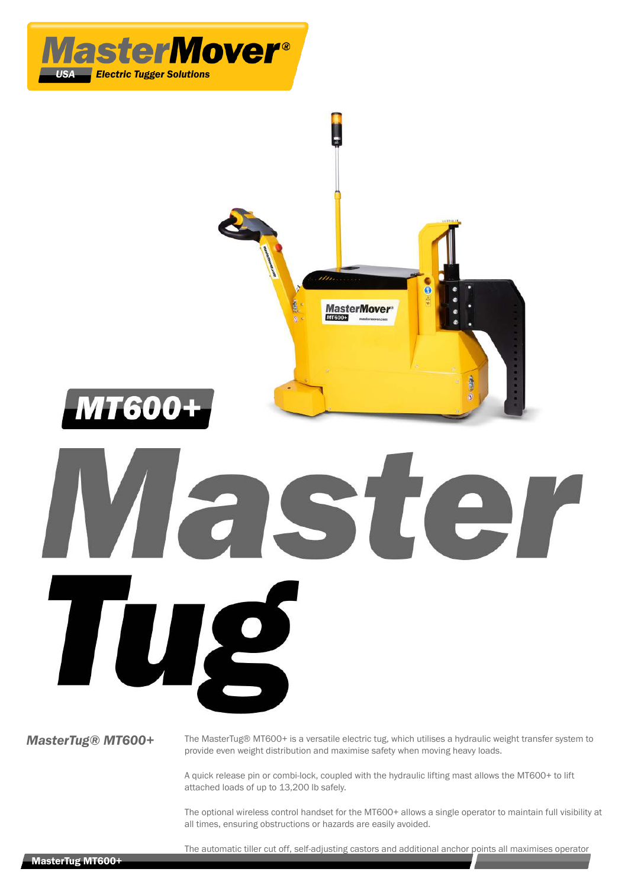# MasterMover® USA Electric Tugger Solutions

## MT600+

# Master Tug

### *MasterTug® MT600+*

The MasterTug® MT600+ is a versatile electric tug, which utilises a hydraulic weight transfer system to provide even weight distribution and maximise safety when moving heavy loads.

A quick release pin or combi-lock, coupled with the hydraulic lifting mast allows the MT600+ to lift attached loads of up to 13,200 lb safely.

The optional wireless control handset for the MT600+ allows a single operator to maintain full visibility at all times, ensuring obstructions or hazards are easily avoided.

The automatic tiller cut off, self-adjusting castors and additional anchor points all maximises operator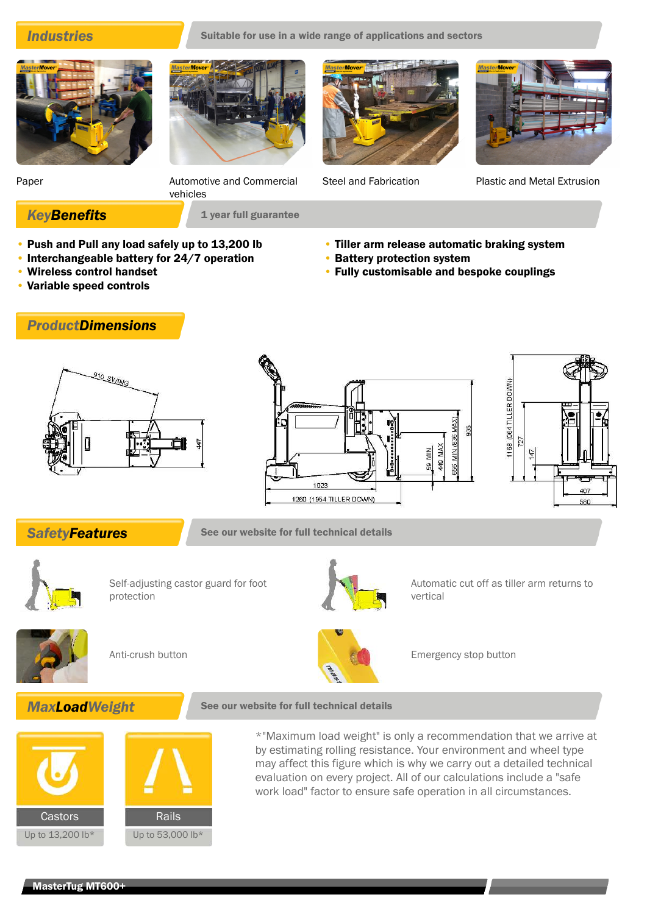## Industries

Suitable for use in a wide range of applications and sectors

Paper

Automotive and Commercial vehicles

Steel and Fabrication

Plastic and Metal Extrusion

## KeyBenefits

1 year full guarantee

- **Push and Pull any load safely up to 13,200 lb**
- **Interchangeable battery for 24/7 operation**
- **Wireless control handset**
- **Variable speed controls**
- **Tiller arm release automatic braking system**
- **Battery protection system**
- **Fully customisable and bespoke couplings**

## ProductDimensions

910 SWING

447

1023

1260 (1954 TILLER DOWN)

59 MIN

449 MAX

656 MIN (836 MAX)

935

1169 (964 TILLER DOWN)

727

147

407

580

## SafetyFeatures

See our website for full technical details

Self-adjusting castor guard for foot protection

Automatic cut off as tiller arm returns to vertical

Anti-crush button

Emergency stop button

## MaxLoadWeight

See our website for full technical details

| Castors | Rails |
|---|---|
| Up to 13,200 lb* | Up to 53,000 lb* |

*"Maximum load weight" is only a recommendation that we arrive at by estimating rolling resistance. Your environment and wheel type may affect this figure which is why we carry out a detailed technical evaluation on every project. All of our calculations include a "safe work load" factor to ensure safe operation in all circumstances.

MasterTug MT600+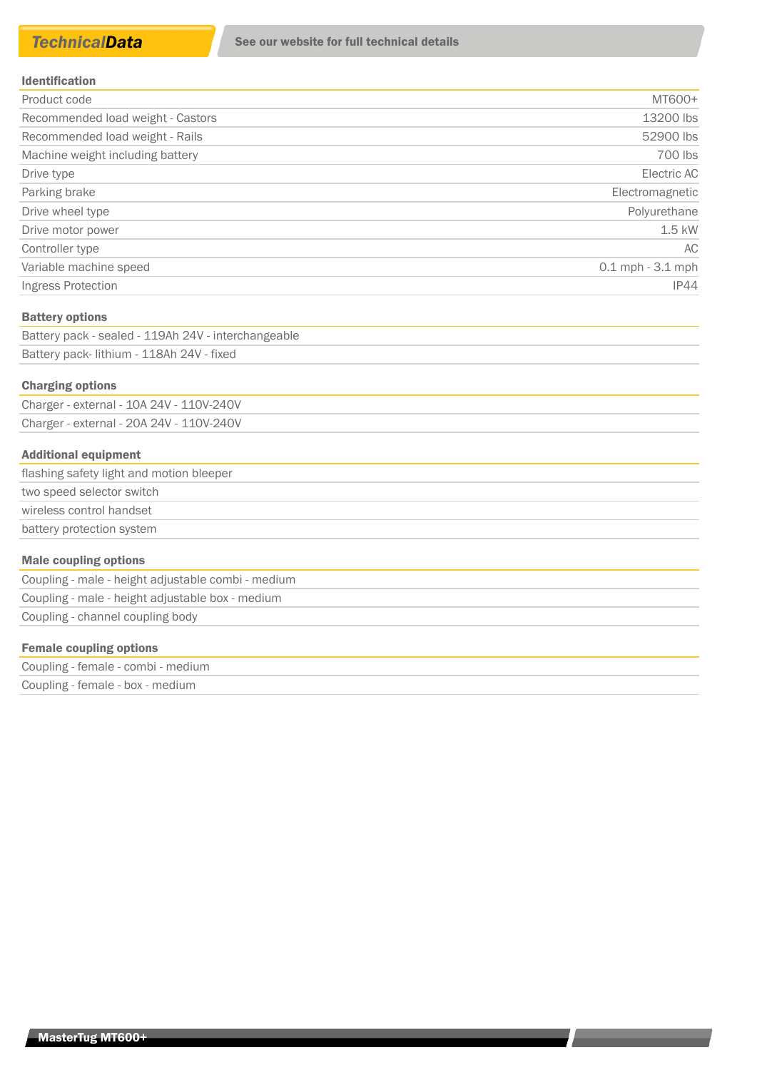## TechnicalData

See our website for full technical details

| Identification | |
|---|---|
| Product code | MT600+ |
| Recommended load weight - Castors | 13200 lbs |
| Recommended load weight - Rails | 52900 lbs |
| Machine weight including battery | 700 lbs |
| Drive type | Electric AC |
| Parking brake | Electromagnetic |
| Drive wheel type | Polyurethane |
| Drive motor power | 1.5 kW |
| Controller type | AC |
| Variable machine speed | 0.1 mph - 3.1 mph |
| Ingress Protection | IP44 |

**Battery options**

- Battery pack - sealed - 119Ah 24V - interchangeable
- Battery pack- lithium - 118Ah 24V - fixed

**Charging options**

- Charger - external - 10A 24V - 110V-240V
- Charger - external - 20A 24V - 110V-240V

**Additional equipment**

- flashing safety light and motion bleeper
- two speed selector switch
- wireless control handset
- battery protection system

**Male coupling options**

- Coupling - male - height adjustable combi - medium
- Coupling - male - height adjustable box - medium
- Coupling - channel coupling body

**Female coupling options**

- Coupling - female - combi - medium
- Coupling - female - box - medium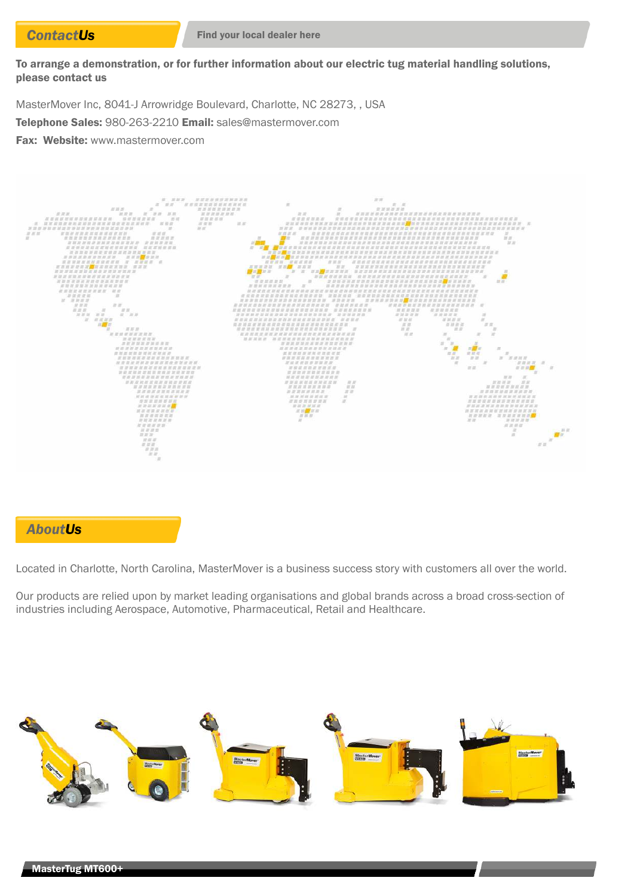## ContactUs

Find your local dealer here

**To arrange a demonstration, or for further information about our electric tug material handling solutions, please contact us**

MasterMover Inc, 8041-J Arrowridge Boulevard, Charlotte, NC 28273, , USA

**Telephone Sales:** 980-263-2210 **Email:** sales@mastermover.com

**Fax:** **Website:** www.mastermover.com

## AboutUs

Located in Charlotte, North Carolina, MasterMover is a business success story with customers all over the world.

Our products are relied upon by market leading organisations and global brands across a broad cross-section of industries including Aerospace, Automotive, Pharmaceutical, Retail and Healthcare.